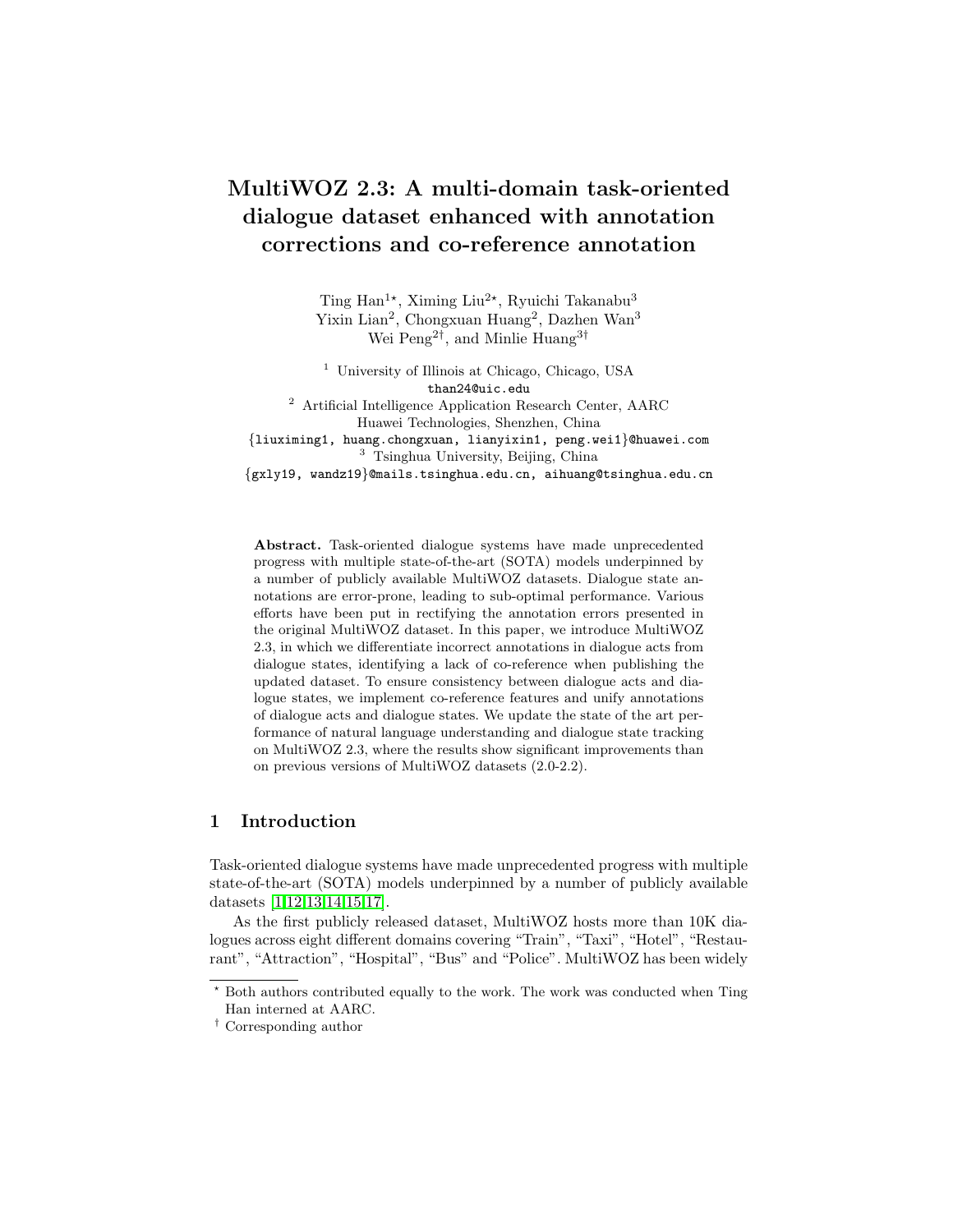# MultiWOZ 2.3: A multi-domain task-oriented dialogue dataset enhanced with annotation corrections and co-reference annotation

Ting Han[1⋆], Ximing Liu[2⋆], Ryuichi Takanabu[3]
Yixin Lian[2], Chongxuan Huang[2], Dazhen Wan[3]
Wei Peng[2†], and Minlie Huang[3†]

[1] University of Illinois at Chicago, Chicago, USA
than24@uic.edu
[2] Artificial Intelligence Application Research Center, AARC
Huawei Technologies, Shenzhen, China
{liuximing1, huang.chongxuan, lianyixin1, peng.wei1}@huawei.com
[3] Tsinghua University, Beijing, China
{gxly19, wandz19}@mails.tsinghua.edu.cn, aihuang@tsinghua.edu.cn

**Abstract.** Task-oriented dialogue systems have made unprecedented progress with multiple state-of-the-art (SOTA) models underpinned by a number of publicly available MultiWOZ datasets. Dialogue state annotations are error-prone, leading to sub-optimal performance. Various efforts have been put in rectifying the annotation errors presented in the original MultiWOZ dataset. In this paper, we introduce MultiWOZ 2.3, in which we differentiate incorrect annotations in dialogue acts from dialogue states, identifying a lack of co-reference when publishing the updated dataset. To ensure consistency between dialogue acts and dialogue states, we implement co-reference features and unify annotations of dialogue acts and dialogue states. We update the state of the art performance of natural language understanding and dialogue state tracking on MultiWOZ 2.3, where the results show significant improvements than on previous versions of MultiWOZ datasets (2.0-2.2).

## 1 Introduction

Task-oriented dialogue systems have made unprecedented progress with multiple state-of-the-art (SOTA) models underpinned by a number of publicly available datasets [1,12,13,14,15,17].

As the first publicly released dataset, MultiWOZ hosts more than 10K dialogues across eight different domains covering "Train", "Taxi", "Hotel", "Restaurant", "Attraction", "Hospital", "Bus" and "Police". MultiWOZ has been widely

⋆ Both authors contributed equally to the work. The work was conducted when Ting Han interned at AARC.
† Corresponding author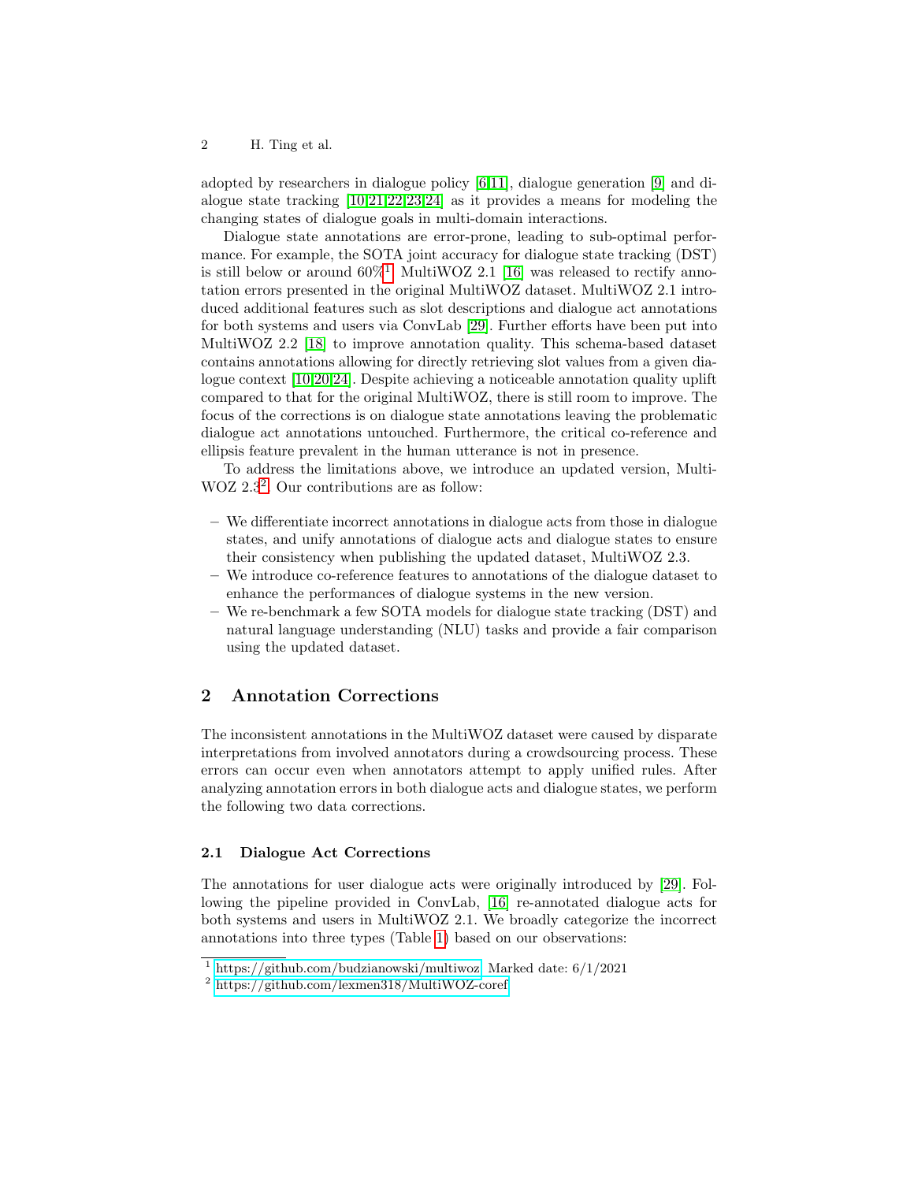adopted by researchers in dialogue policy [6,11], dialogue generation [9] and dialogue state tracking [10,21,22,23,24] as it provides a means for modeling the changing states of dialogue goals in multi-domain interactions.

Dialogue state annotations are error-prone, leading to sub-optimal performance. For example, the SOTA joint accuracy for dialogue state tracking (DST) is still below or around 60%[1]. MultiWOZ 2.1 [16] was released to rectify annotation errors presented in the original MultiWOZ dataset. MultiWOZ 2.1 introduced additional features such as slot descriptions and dialogue act annotations for both systems and users via ConvLab [29]. Further efforts have been put into MultiWOZ 2.2 [18] to improve annotation quality. This schema-based dataset contains annotations allowing for directly retrieving slot values from a given dialogue context [10,20,24]. Despite achieving a noticeable annotation quality uplift compared to that for the original MultiWOZ, there is still room to improve. The focus of the corrections is on dialogue state annotations leaving the problematic dialogue act annotations untouched. Furthermore, the critical co-reference and ellipsis feature prevalent in the human utterance is not in presence.

To address the limitations above, we introduce an updated version, MultiWOZ 2.3[2]. Our contributions are as follow:

- We differentiate incorrect annotations in dialogue acts from those in dialogue states, and unify annotations of dialogue acts and dialogue states to ensure their consistency when publishing the updated dataset, MultiWOZ 2.3.
- We introduce co-reference features to annotations of the dialogue dataset to enhance the performances of dialogue systems in the new version.
- We re-benchmark a few SOTA models for dialogue state tracking (DST) and natural language understanding (NLU) tasks and provide a fair comparison using the updated dataset.

## 2 Annotation Corrections

The inconsistent annotations in the MultiWOZ dataset were caused by disparate interpretations from involved annotators during a crowdsourcing process. These errors can occur even when annotators attempt to apply unified rules. After analyzing annotation errors in both dialogue acts and dialogue states, we perform the following two data corrections.

### 2.1 Dialogue Act Corrections

The annotations for user dialogue acts were originally introduced by [29]. Following the pipeline provided in ConvLab, [16] re-annotated dialogue acts for both systems and users in MultiWOZ 2.1. We broadly categorize the incorrect annotations into three types (Table 1) based on our observations:

---

[1] https://github.com/budzianowski/multiwoz. Marked date: 6/1/2021

[2] https://github.com/lexmen318/MultiWOZ-coref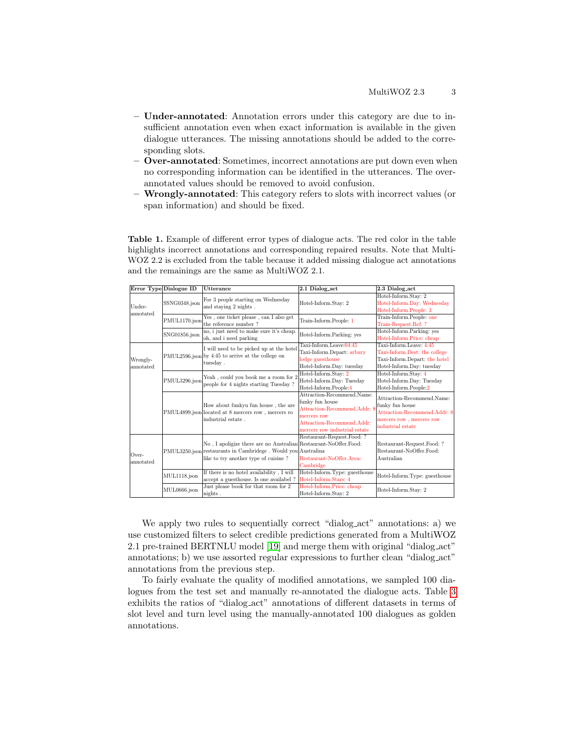– **Under-annotated**: Annotation errors under this category are due to insufficient annotation even when exact information is available in the given dialogue utterances. The missing annotations should be added to the corresponding slots.
– **Over-annotated**: Sometimes, incorrect annotations are put down even when no corresponding information can be identified in the utterances. The over-annotated values should be removed to avoid confusion.
– **Wrongly-annotated**: This category refers to slots with incorrect values (or span information) and should be fixed.

**Table 1.** Example of different error types of dialogue acts. The red color in the table highlights incorrect annotations and corresponding repaired results. Note that MultiWOZ 2.2 is excluded from the table because it added missing dialogue act annotations and the remainings are the same as MultiWOZ 2.1.

| Error Type | Dialogue ID | Utterance | 2.1 Dialog_act | 2.3 Dialog_act |
|---|---|---|---|---|
| Under-annotated | SSNG0348.json | For 3 people starting on Wednesday and staying 2 nights . | Hotel-Inform.Stay: 2 | Hotel-Inform.Stay: 2<br>Hotel-Inform.Day: Wednesday<br>Hotel-Inform.People: 3 |
| | PMUL1170.json | Yes , one ticket please , can I also get the reference number ? | Train-Inform.People: 1 | Train-Inform.People: one<br>Train-Request.Ref: ? |
| | SNG01856.json | no, i just need to make sure it's cheap. oh, and i need parking | Hotel-Inform.Parking: yes | Hotel-Inform.Parking: yes<br>Hotel-Inform.Price: cheap |
| Wrongly-annotated | PMUL2596.json | I will need to be picked up at the hotel by 4:45 to arrive at the college on tuesday . | Taxi-Inform.Leave:04:45<br>Taxi-Inform.Depart: arbury lodge guesthouse<br>Hotel-Inform.Day: tuesday | Taxi-Inform.Leave: 4:45<br>Taxi-Inform.Dest: the college<br>Taxi-Inform.Depart: the hotel<br>Hotel-Inform.Day: tuesday |
| | PMUL3296.json | Yeah , could you book me a room for 2 people for 4 nights starting Tuesday ? | Hotel-Inform.Stay: 2<br>Hotel-Inform.Day: Tuesday<br>Hotel-Inform.People:4 | Hotel-Inform.Stay: 4<br>Hotel-Inform.Day: Tuesday<br>Hotel-Inform.People:2 |
| | PMUL4899.json | How about funkyu fun house , the are located at 8 mercers row , mercers ro industrial estate . | Attraction-Recommend.Name: funky fun house<br>Attraction-Recommend.Addr: 8 mercers row<br>Attraction-Recommend.Addr: mercers row industrial estate | Attraction-Recommend.Name: funky fun house<br>Attraction-Recommend.Addr: 8 mercers row , mercers row industrial estate |
| Over-annotated | PMUL3250.json | No , I apoligize there are no Australian restaurants in Cambridege . Would you like to try another type of cuisine ? | Restaurant-Request.Food: ?<br>Restaurant-NoOffer.Food: Australina<br>Restaurant-NoOffer.Area: Cambridge | Restaurant-Request.Food: ?<br>Restaurant-NoOffer.Food: Australian |
| | MUL1118.json | If there is no hotel availability , I will accept a guesthouse. Is one availabel ? | Hotel-Inform.Type: guesthouse<br>Hotel-Inform.Stars: 4 | Hotel-Inform.Type: guesthouse |
| | MUL0666.json | Just please book for that room for 2 nights . | Hotel-Inform.Price: cheap<br>Hotel-Inform.Stay: 2 | Hotel-Inform.Stay: 2 |

We apply two rules to sequentially correct "dialog_act" annotations: a) we use customized filters to select credible predictions generated from a MultiWOZ 2.1 pre-trained BERTNLU model [19] and merge them with original "dialog_act" annotations; b) we use assorted regular expressions to further clean "dialog_act" annotations from the previous step.

To fairly evaluate the quality of modified annotations, we sampled 100 dialogues from the test set and manually re-annotated the dialogue acts. Table 3 exhibits the ratios of "dialog_act" annotations of different datasets in terms of slot level and turn level using the manually-annotated 100 dialogues as golden annotations.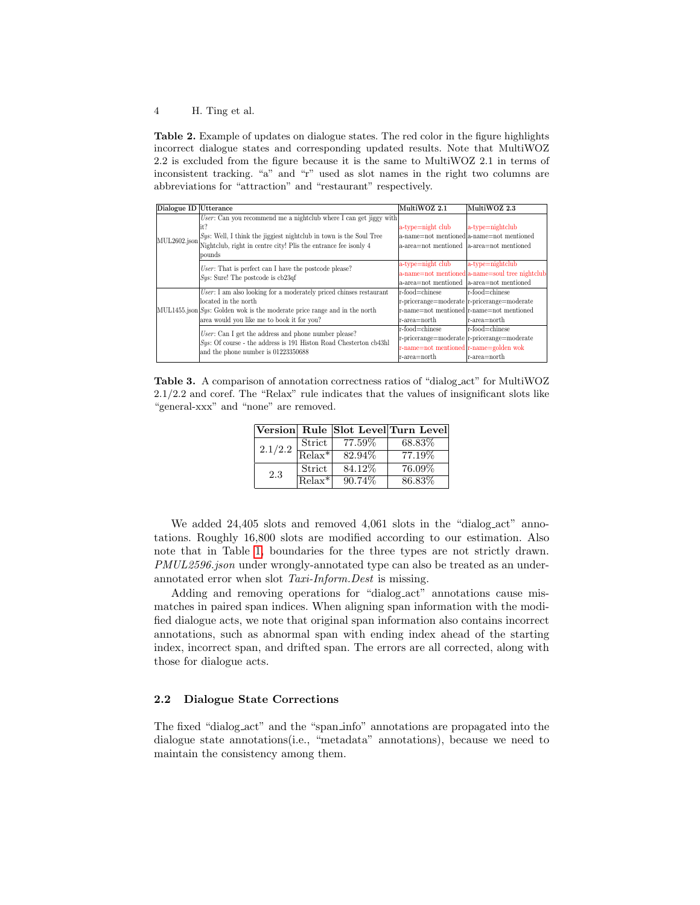**Table 2.** Example of updates on dialogue states. The red color in the figure highlights incorrect dialogue states and corresponding updated results. Note that MultiWOZ 2.2 is excluded from the figure because it is the same to MultiWOZ 2.1 in terms of inconsistent tracking. "a" and "r" used as slot names in the right two columns are abbreviations for "attraction" and "restaurant" respectively.

| Dialogue ID | Utterance | MultiWOZ 2.1 | MultiWOZ 2.3 |
|---|---|---|---|
| MUL2602.json | *User*: Can you recommend me a nightclub where I can get jiggy with it? *Sys*: Well, I think the jiggiest nightclub in town is the Soul Tree Nightclub, right in centre city! Plis the entrance fee isonly 4 pounds | a-type=night club a-name=not mentioned a-area=not mentioned | a-type=nightclub a-name=not mentioned a-area=not mentioned |
| | *User*: That is perfect can I have the postcode please? *Sys*: Sure! The postcode is cb23qf | a-type=night club a-name=not mentioned a-area=not mentioned | a-type=nightclub a-name=soul tree nightclub a-area=not mentioned |
| MUL1455.json | *User*: I am also looking for a moderately priced chinses restaurant located in the north *Sys*: Golden wok is the moderate price range and in the north area would you like me to book it for you? | r-food=chinese r-pricerange=moderate r-name=not mentioned r-area=north | r-food=chinese r-pricerange=moderate r-name=not mentioned r-area=north |
| | *User*: Can I get the address and phone number please? *Sys*: Of course - the address is 191 Histon Road Chesterton cb43hl and the phone number is 01223350688 | r-food=chinese r-pricerange=moderate r-name=not mentioned r-area=north | r-food=chinese r-pricerange=moderate r-name=golden wok r-area=north |

**Table 3.** A comparison of annotation correctness ratios of "dialog_act" for MultiWOZ 2.1/2.2 and coref. The "Relax" rule indicates that the values of insignificant slots like "general-xxx" and "none" are removed.

| Version | Rule | Slot Level | Turn Level |
|---|---|---|---|
| 2.1/2.2 | Strict | 77.59% | 68.83% |
| | Relax* | 82.94% | 77.19% |
| 2.3 | Strict | 84.12% | 76.09% |
| | Relax* | 90.74% | 86.83% |

We added 24,405 slots and removed 4,061 slots in the "dialog_act" annotations. Roughly 16,800 slots are modified according to our estimation. Also note that in Table 1, boundaries for the three types are not strictly drawn. *PMUL2596.json* under wrongly-annotated type can also be treated as an under-annotated error when slot *Taxi-Inform.Dest* is missing.

Adding and removing operations for "dialog_act" annotations cause mismatches in paired span indices. When aligning span information with the modified dialogue acts, we note that original span information also contains incorrect annotations, such as abnormal span with ending index ahead of the starting index, incorrect span, and drifted span. The errors are all corrected, along with those for dialogue acts.

### 2.2 Dialogue State Corrections

The fixed "dialog_act" and the "span_info" annotations are propagated into the dialogue state annotations(i.e., "metadata" annotations), because we need to maintain the consistency among them.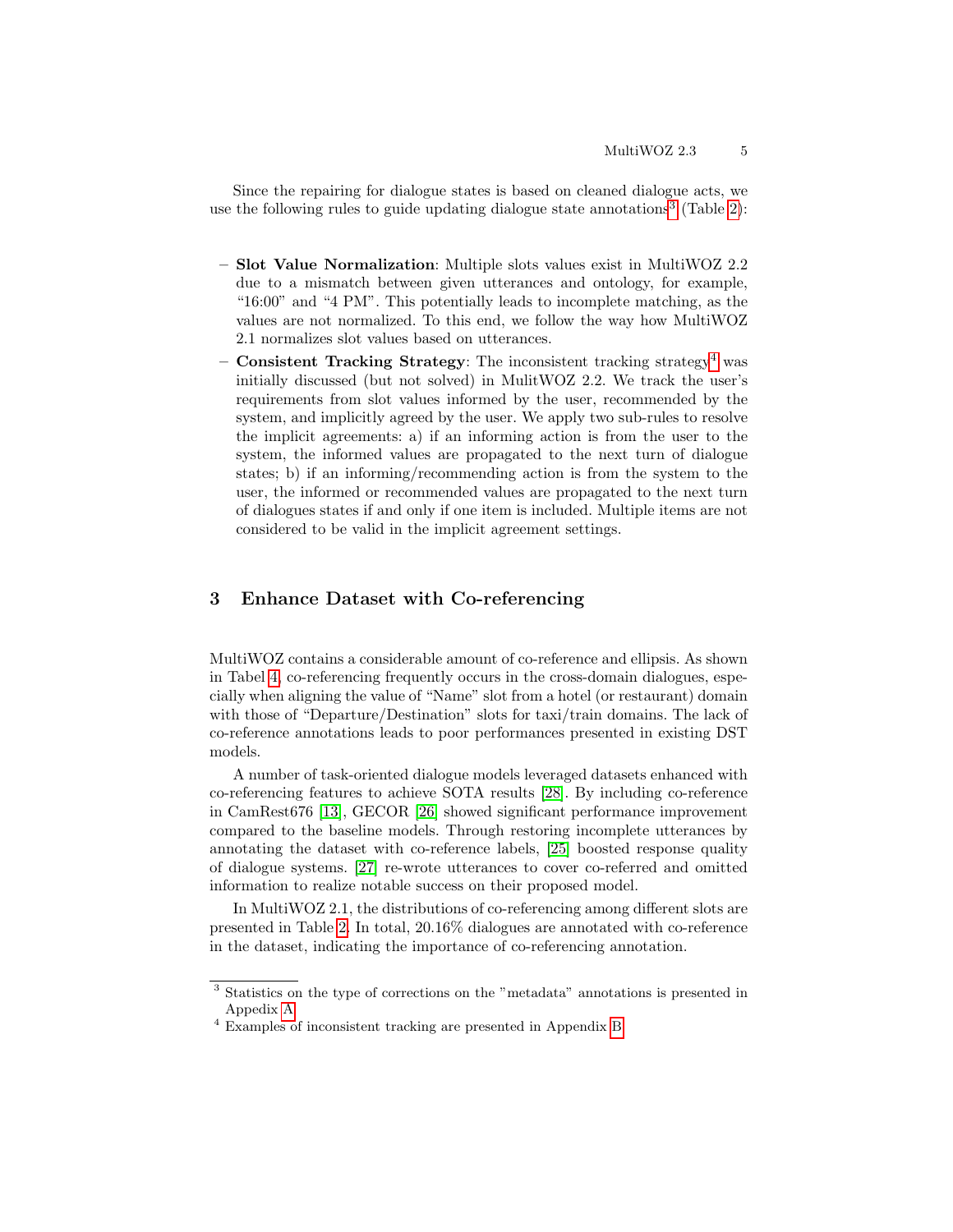Since the repairing for dialogue states is based on cleaned dialogue acts, we use the following rules to guide updating dialogue state annotations[3] (Table 2):

- **Slot Value Normalization**: Multiple slots values exist in MultiWOZ 2.2 due to a mismatch between given utterances and ontology, for example, "16:00" and "4 PM". This potentially leads to incomplete matching, as the values are not normalized. To this end, we follow the way how MultiWOZ 2.1 normalizes slot values based on utterances.
- **Consistent Tracking Strategy**: The inconsistent tracking strategy[4] was initially discussed (but not solved) in MulitWOZ 2.2. We track the user's requirements from slot values informed by the user, recommended by the system, and implicitly agreed by the user. We apply two sub-rules to resolve the implicit agreements: a) if an informing action is from the user to the system, the informed values are propagated to the next turn of dialogue states; b) if an informing/recommending action is from the system to the user, the informed or recommended values are propagated to the next turn of dialogues states if and only if one item is included. Multiple items are not considered to be valid in the implicit agreement settings.

## 3 Enhance Dataset with Co-referencing

MultiWOZ contains a considerable amount of co-reference and ellipsis. As shown in Tabel 4, co-referencing frequently occurs in the cross-domain dialogues, especially when aligning the value of "Name" slot from a hotel (or restaurant) domain with those of "Departure/Destination" slots for taxi/train domains. The lack of co-reference annotations leads to poor performances presented in existing DST models.

A number of task-oriented dialogue models leveraged datasets enhanced with co-referencing features to achieve SOTA results [28]. By including co-reference in CamRest676 [13], GECOR [26] showed significant performance improvement compared to the baseline models. Through restoring incomplete utterances by annotating the dataset with co-reference labels, [25] boosted response quality of dialogue systems. [27] re-wrote utterances to cover co-referred and omitted information to realize notable success on their proposed model.

In MultiWOZ 2.1, the distributions of co-referencing among different slots are presented in Table 2. In total, 20.16% dialogues are annotated with co-reference in the dataset, indicating the importance of co-referencing annotation.

---

[3] Statistics on the type of corrections on the "metadata" annotations is presented in Appedix A.

[4] Examples of inconsistent tracking are presented in Appendix B.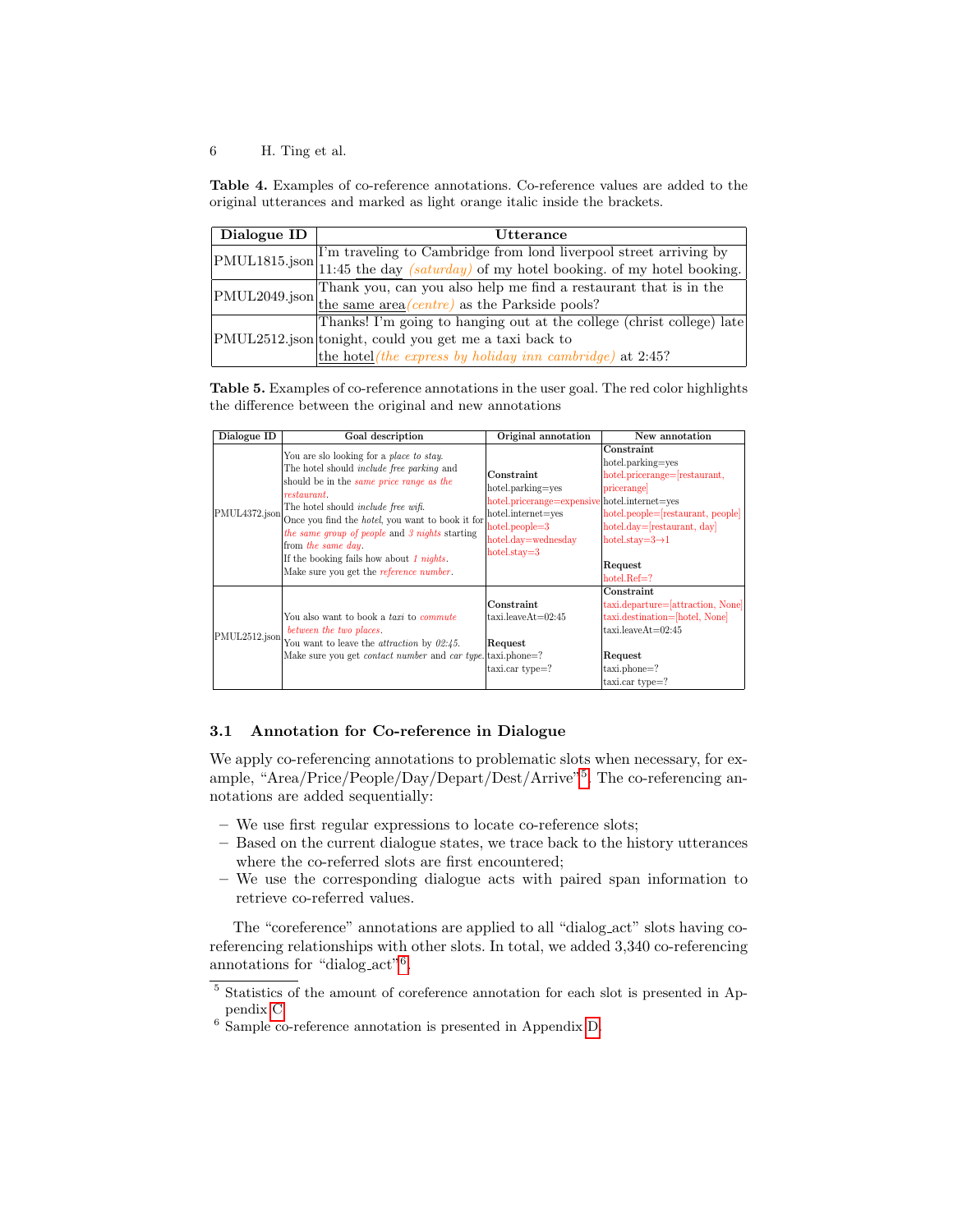**Table 4.** Examples of co-reference annotations. Co-reference values are added to the original utterances and marked as light orange italic inside the brackets.

| Dialogue ID | Utterance |
| --- | --- |
| PMUL1815.json | I'm traveling to Cambridge from lond liverpool street arriving by 11:45 the day *(saturday)* of my hotel booking. of my hotel booking. |
| PMUL2049.json | Thank you, can you also help me find a restaurant that is in the the same area*(centre)* as the Parkside pools? |
| PMUL2512.json | Thanks! I'm going to hanging out at the college (christ college) late tonight, could you get me a taxi back to the hotel*(the express by holiday inn cambridge)* at 2:45? |

**Table 5.** Examples of co-reference annotations in the user goal. The red color highlights the difference between the original and new annotations

| Dialogue ID | Goal description | Original annotation | New annotation |
| --- | --- | --- | --- |
| PMUL4372.json | You are slo looking for a *place to stay*. The hotel should *include free parking* and should be in the *same price range as the restaurant*. The hotel should *include free wifi*. Once you find the *hotel*, you want to book it for *the same group of people* and *3 nights* starting from *the same day*. If the booking fails how about *1 nights*. Make sure you get the *reference number*. | **Constraint**<br>hotel.parking=yes<br>hotel.pricerange=expensive<br>hotel.internet=yes<br>hotel.people=3<br>hotel.day=wednesday<br>hotel.stay=3 | **Constraint**<br>hotel.parking=yes<br>hotel.pricerange=[restaurant, pricerange]<br>hotel.internet=yes<br>hotel.people=[restaurant, people]<br>hotel.day=[restaurant, day]<br>hotel.stay=3→1<br><br>**Request**<br>hotel.Ref=? |
| PMUL2512.json | You also want to book a *taxi* to *commute between the two places*. You want to leave the *attraction* by *02:45*. Make sure you get *contact number* and *car type*. | **Constraint**<br>taxi.leaveAt=02:45<br><br>**Request**<br>taxi.phone=?<br>taxi.car type=? | **Constraint**<br>taxi.departure=[attraction, None]<br>taxi.destination=[hotel, None]<br>taxi.leaveAt=02:45<br><br>**Request**<br>taxi.phone=?<br>taxi.car type=? |

### 3.1 Annotation for Co-reference in Dialogue

We apply co-referencing annotations to problematic slots when necessary, for example, "Area/Price/People/Day/Depart/Dest/Arrive"[5]. The co-referencing annotations are added sequentially:

- We use first regular expressions to locate co-reference slots;
- Based on the current dialogue states, we trace back to the history utterances where the co-referred slots are first encountered;
- We use the corresponding dialogue acts with paired span information to retrieve co-referred values.

The "coreference" annotations are applied to all "dialog_act" slots having co-referencing relationships with other slots. In total, we added 3,340 co-referencing annotations for "dialog_act"[6].

[5] Statistics of the amount of coreference annotation for each slot is presented in Appendix C.

[6] Sample co-reference annotation is presented in Appendix D.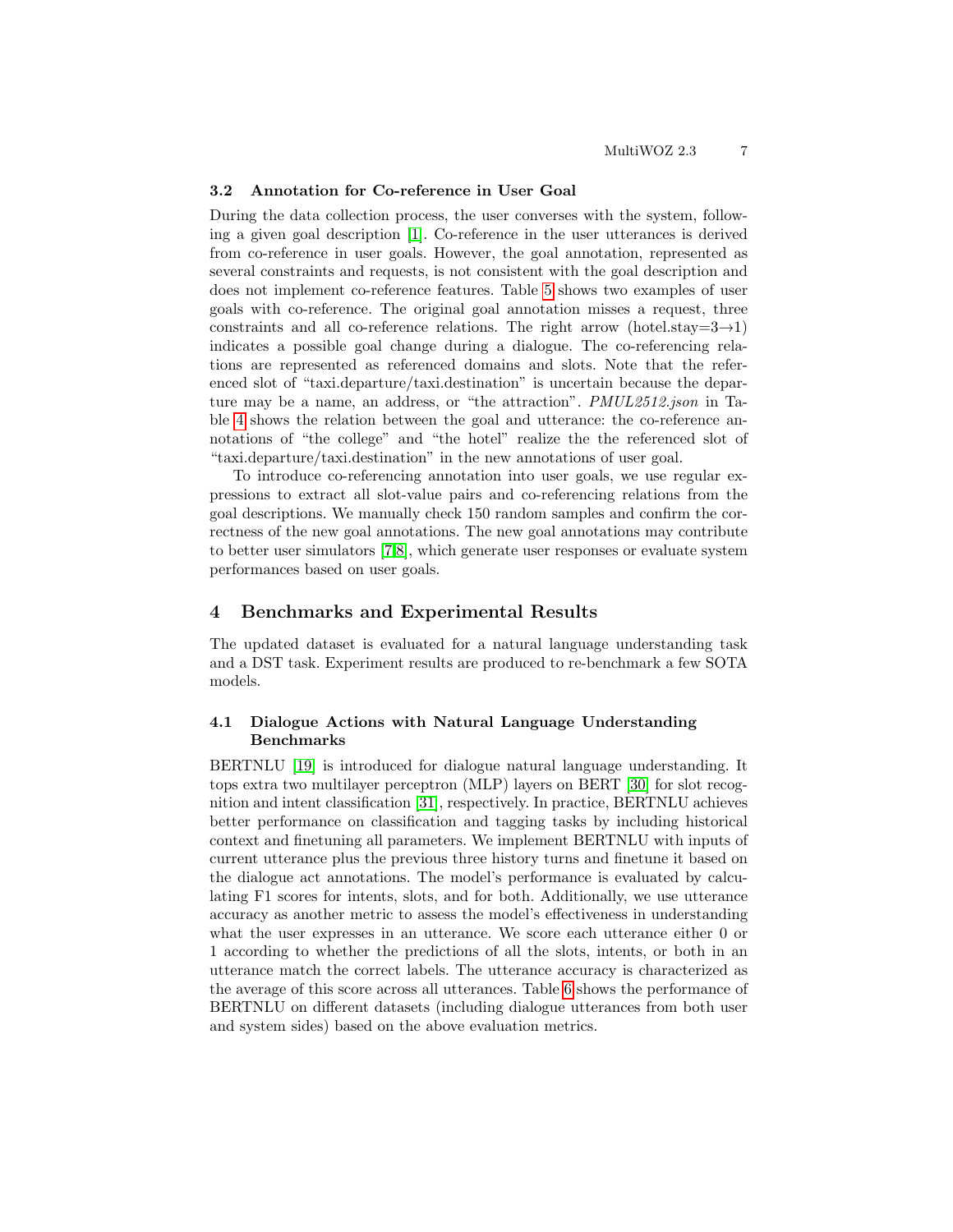### 3.2 Annotation for Co-reference in User Goal

During the data collection process, the user converses with the system, following a given goal description [1]. Co-reference in the user utterances is derived from co-reference in user goals. However, the goal annotation, represented as several constraints and requests, is not consistent with the goal description and does not implement co-reference features. Table 5 shows two examples of user goals with co-reference. The original goal annotation misses a request, three constraints and all co-reference relations. The right arrow (hotel.stay=3→1) indicates a possible goal change during a dialogue. The co-referencing relations are represented as referenced domains and slots. Note that the referenced slot of "taxi.departure/taxi.destination" is uncertain because the departure may be a name, an address, or "the attraction". *PMUL2512.json* in Table 4 shows the relation between the goal and utterance: the co-reference annotations of "the college" and "the hotel" realize the the referenced slot of "taxi.departure/taxi.destination" in the new annotations of user goal.

To introduce co-referencing annotation into user goals, we use regular expressions to extract all slot-value pairs and co-referencing relations from the goal descriptions. We manually check 150 random samples and confirm the correctness of the new goal annotations. The new goal annotations may contribute to better user simulators [7,8], which generate user responses or evaluate system performances based on user goals.

## 4 Benchmarks and Experimental Results

The updated dataset is evaluated for a natural language understanding task and a DST task. Experiment results are produced to re-benchmark a few SOTA models.

### 4.1 Dialogue Actions with Natural Language Understanding Benchmarks

BERTNLU [19] is introduced for dialogue natural language understanding. It tops extra two multilayer perceptron (MLP) layers on BERT [30] for slot recognition and intent classification [31], respectively. In practice, BERTNLU achieves better performance on classification and tagging tasks by including historical context and finetuning all parameters. We implement BERTNLU with inputs of current utterance plus the previous three history turns and finetune it based on the dialogue act annotations. The model's performance is evaluated by calculating F1 scores for intents, slots, and for both. Additionally, we use utterance accuracy as another metric to assess the model's effectiveness in understanding what the user expresses in an utterance. We score each utterance either 0 or 1 according to whether the predictions of all the slots, intents, or both in an utterance match the correct labels. The utterance accuracy is characterized as the average of this score across all utterances. Table 6 shows the performance of BERTNLU on different datasets (including dialogue utterances from both user and system sides) based on the above evaluation metrics.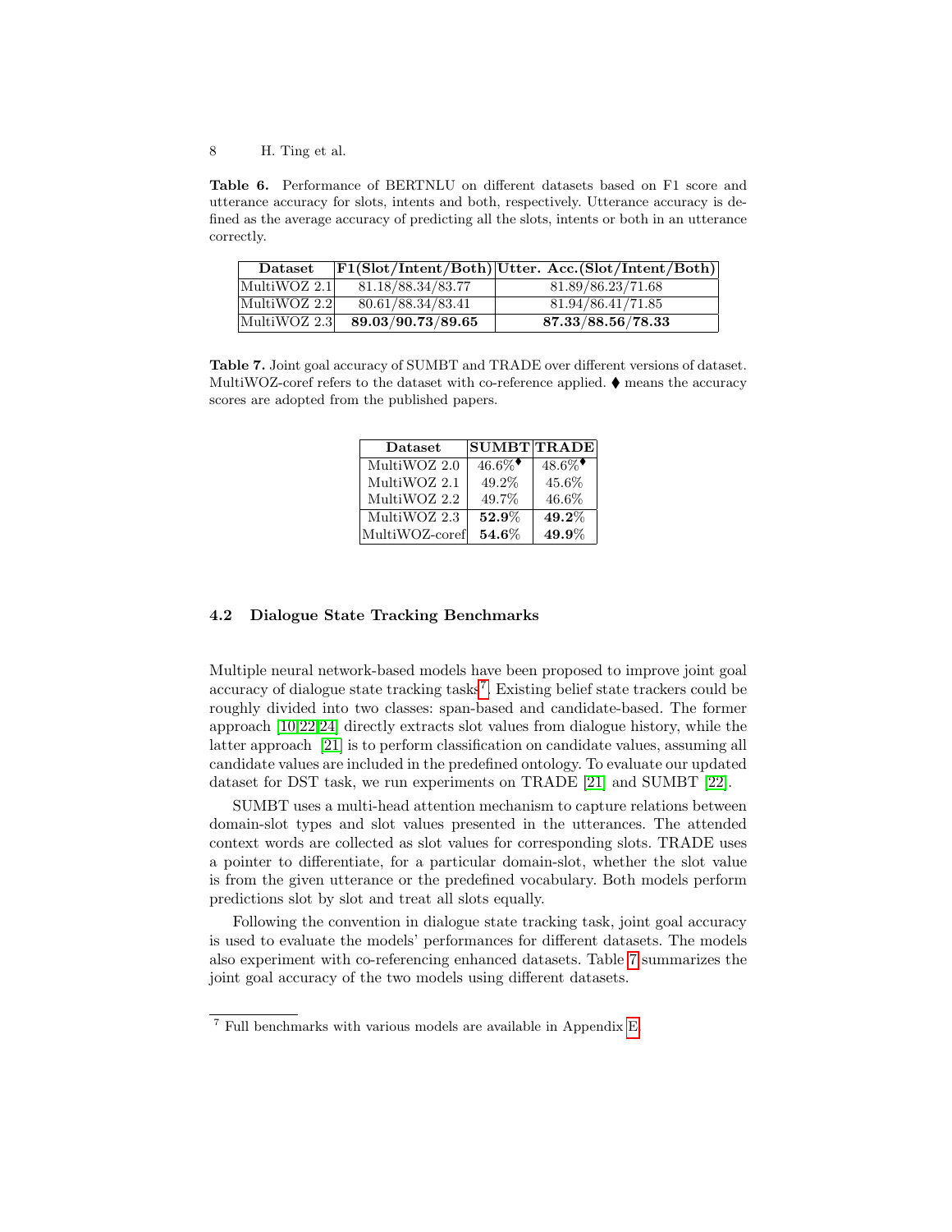**Table 6.** Performance of BERTNLU on different datasets based on F1 score and utterance accuracy for slots, intents and both, respectively. Utterance accuracy is defined as the average accuracy of predicting all the slots, intents or both in an utterance correctly.

| Dataset | F1(Slot/Intent/Both) | Utter. Acc.(Slot/Intent/Both) |
|---|---|---|
| MultiWOZ 2.1 | 81.18/88.34/83.77 | 81.89/86.23/71.68 |
| MultiWOZ 2.2 | 80.61/88.34/83.41 | 81.94/86.41/71.85 |
| MultiWOZ 2.3 | **89.03/90.73/89.65** | **87.33/88.56/78.33** |

**Table 7.** Joint goal accuracy of SUMBT and TRADE over different versions of dataset. MultiWOZ-coref refers to the dataset with co-reference applied. ⧫ means the accuracy scores are adopted from the published papers.

| Dataset | SUMBT | TRADE |
|---|---|---|
| MultiWOZ 2.0 | 46.6%⧫ | 48.6%⧫ |
| MultiWOZ 2.1 | 49.2% | 45.6% |
| MultiWOZ 2.2 | 49.7% | 46.6% |
| MultiWOZ 2.3 | **52.9%** | **49.2%** |
| MultiWOZ-coref | **54.6%** | **49.9%** |

### 4.2 Dialogue State Tracking Benchmarks

Multiple neural network-based models have been proposed to improve joint goal accuracy of dialogue state tracking tasks[7]. Existing belief state trackers could be roughly divided into two classes: span-based and candidate-based. The former approach [10,22,24] directly extracts slot values from dialogue history, while the latter approach [21] is to perform classification on candidate values, assuming all candidate values are included in the predefined ontology. To evaluate our updated dataset for DST task, we run experiments on TRADE [21] and SUMBT [22].

SUMBT uses a multi-head attention mechanism to capture relations between domain-slot types and slot values presented in the utterances. The attended context words are collected as slot values for corresponding slots. TRADE uses a pointer to differentiate, for a particular domain-slot, whether the slot value is from the given utterance or the predefined vocabulary. Both models perform predictions slot by slot and treat all slots equally.

Following the convention in dialogue state tracking task, joint goal accuracy is used to evaluate the models' performances for different datasets. The models also experiment with co-referencing enhanced datasets. Table 7 summarizes the joint goal accuracy of the two models using different datasets.

[7] Full benchmarks with various models are available in Appendix E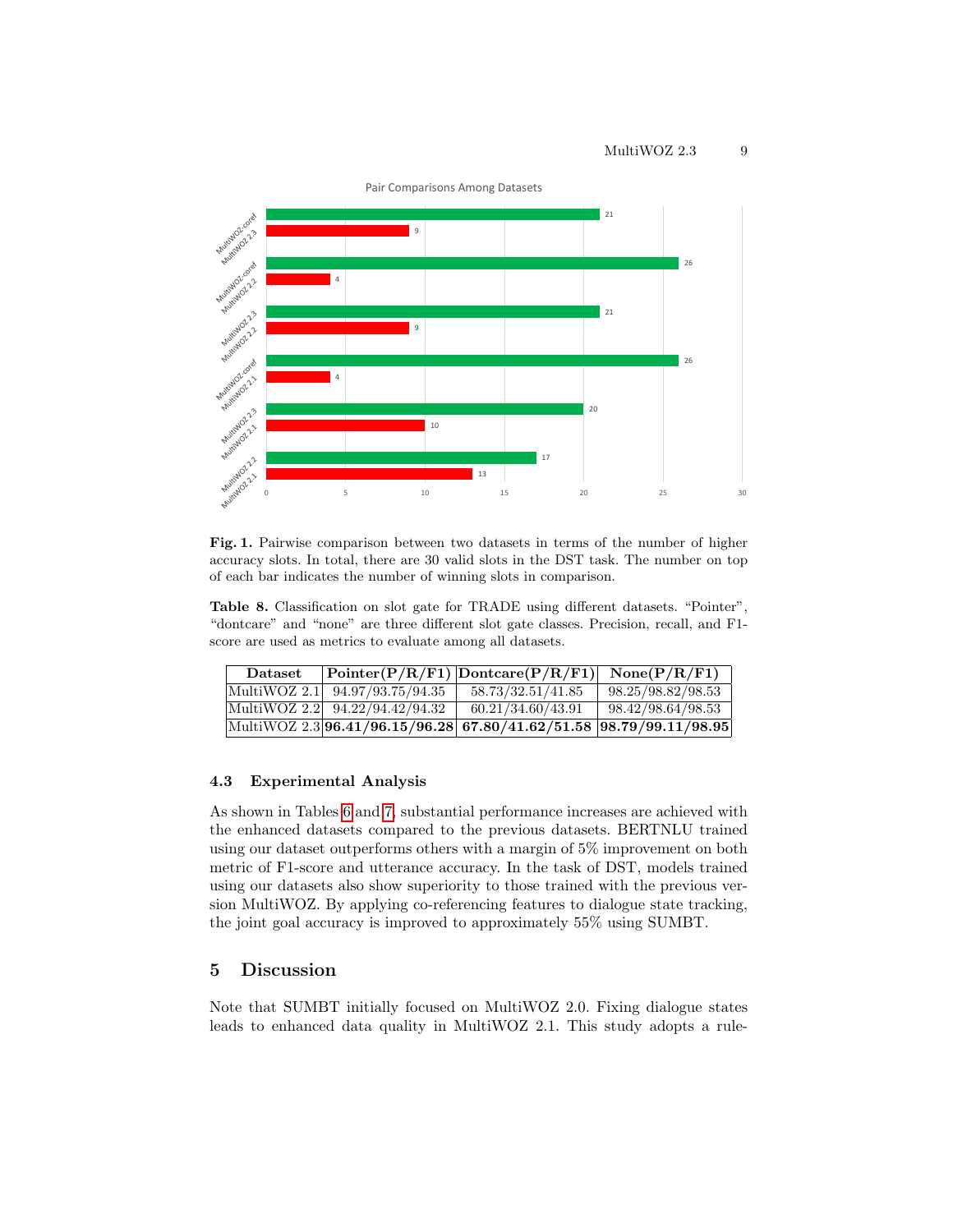**Fig. 1.** Pairwise comparison between two datasets in terms of the number of higher accuracy slots. In total, there are 30 valid slots in the DST task. The number on top of each bar indicates the number of winning slots in comparison.

**Table 8.** Classification on slot gate for TRADE using different datasets. "Pointer", "dontcare" and "none" are three different slot gate classes. Precision, recall, and F1-score are used as metrics to evaluate among all datasets.

| Dataset | Pointer(P/R/F1) | Dontcare(P/R/F1) | None(P/R/F1) |
|---|---|---|---|
| MultiWOZ 2.1 | 94.97/93.75/94.35 | 58.73/32.51/41.85 | 98.25/98.82/98.53 |
| MultiWOZ 2.2 | 94.22/94.42/94.32 | 60.21/34.60/43.91 | 98.42/98.64/98.53 |
| MultiWOZ 2.3 | **96.41/96.15/96.28** | **67.80/41.62/51.58** | **98.79/99.11/98.95** |

### 4.3 Experimental Analysis

As shown in Tables 6 and 7, substantial performance increases are achieved with the enhanced datasets compared to the previous datasets. BERTNLU trained using our dataset outperforms others with a margin of 5% improvement on both metric of F1-score and utterance accuracy. In the task of DST, models trained using our datasets also show superiority to those trained with the previous version MultiWOZ. By applying co-referencing features to dialogue state tracking, the joint goal accuracy is improved to approximately 55% using SUMBT.

## 5 Discussion

Note that SUMBT initially focused on MultiWOZ 2.0. Fixing dialogue states leads to enhanced data quality in MultiWOZ 2.1. This study adopts a rule-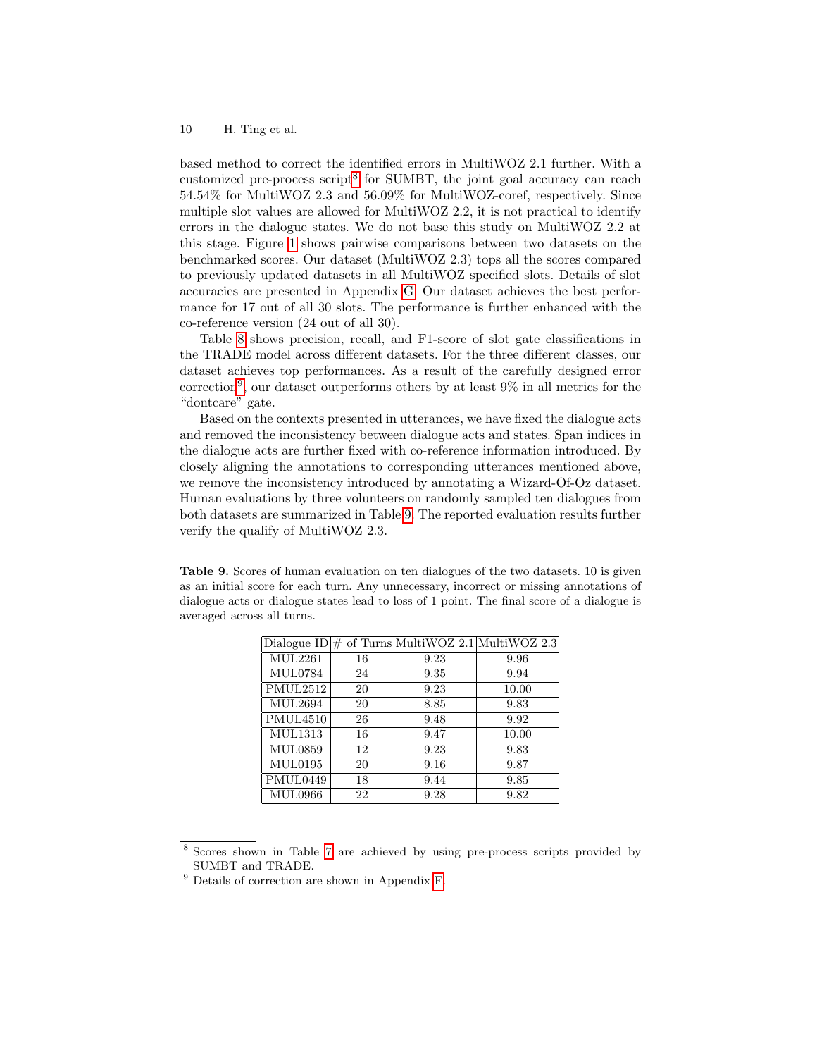based method to correct the identified errors in MultiWOZ 2.1 further. With a customized pre-process script[8] for SUMBT, the joint goal accuracy can reach 54.54% for MultiWOZ 2.3 and 56.09% for MultiWOZ-coref, respectively. Since multiple slot values are allowed for MultiWOZ 2.2, it is not practical to identify errors in the dialogue states. We do not base this study on MultiWOZ 2.2 at this stage. Figure 1 shows pairwise comparisons between two datasets on the benchmarked scores. Our dataset (MultiWOZ 2.3) tops all the scores compared to previously updated datasets in all MultiWOZ specified slots. Details of slot accuracies are presented in Appendix G. Our dataset achieves the best performance for 17 out of all 30 slots. The performance is further enhanced with the co-reference version (24 out of all 30).

Table 8 shows precision, recall, and F1-score of slot gate classifications in the TRADE model across different datasets. For the three different classes, our dataset achieves top performances. As a result of the carefully designed error correction[9], our dataset outperforms others by at least 9% in all metrics for the "dontcare" gate.

Based on the contexts presented in utterances, we have fixed the dialogue acts and removed the inconsistency between dialogue acts and states. Span indices in the dialogue acts are further fixed with co-reference information introduced. By closely aligning the annotations to corresponding utterances mentioned above, we remove the inconsistency introduced by annotating a Wizard-Of-Oz dataset. Human evaluations by three volunteers on randomly sampled ten dialogues from both datasets are summarized in Table 9. The reported evaluation results further verify the qualify of MultiWOZ 2.3.

**Table 9.** Scores of human evaluation on ten dialogues of the two datasets. 10 is given as an initial score for each turn. Any unnecessary, incorrect or missing annotations of dialogue acts or dialogue states lead to loss of 1 point. The final score of a dialogue is averaged across all turns.

| Dialogue ID | # of Turns | MultiWOZ 2.1 | MultiWOZ 2.3 |
|---|---|---|---|
| MUL2261 | 16 | 9.23 | 9.96 |
| MUL0784 | 24 | 9.35 | 9.94 |
| PMUL2512 | 20 | 9.23 | 10.00 |
| MUL2694 | 20 | 8.85 | 9.83 |
| PMUL4510 | 26 | 9.48 | 9.92 |
| MUL1313 | 16 | 9.47 | 10.00 |
| MUL0859 | 12 | 9.23 | 9.83 |
| MUL0195 | 20 | 9.16 | 9.87 |
| PMUL0449 | 18 | 9.44 | 9.85 |
| MUL0966 | 22 | 9.28 | 9.82 |

[8] Scores shown in Table 7 are achieved by using pre-process scripts provided by SUMBT and TRADE.

[9] Details of correction are shown in Appendix F.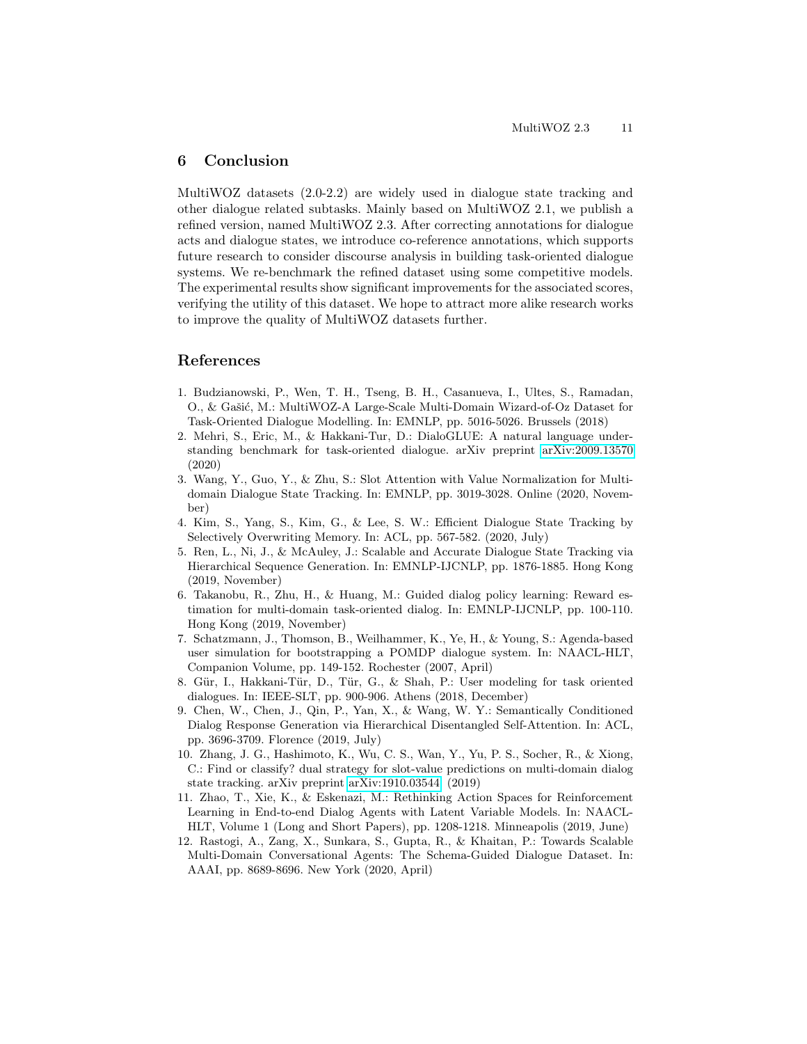## 6 Conclusion

MultiWOZ datasets (2.0-2.2) are widely used in dialogue state tracking and other dialogue related subtasks. Mainly based on MultiWOZ 2.1, we publish a refined version, named MultiWOZ 2.3. After correcting annotations for dialogue acts and dialogue states, we introduce co-reference annotations, which supports future research to consider discourse analysis in building task-oriented dialogue systems. We re-benchmark the refined dataset using some competitive models. The experimental results show significant improvements for the associated scores, verifying the utility of this dataset. We hope to attract more alike research works to improve the quality of MultiWOZ datasets further.

## References

1. Budzianowski, P., Wen, T. H., Tseng, B. H., Casanueva, I., Ultes, S., Ramadan, O., & Gašić, M.: MultiWOZ-A Large-Scale Multi-Domain Wizard-of-Oz Dataset for Task-Oriented Dialogue Modelling. In: EMNLP, pp. 5016-5026. Brussels (2018)
2. Mehri, S., Eric, M., & Hakkani-Tur, D.: DialoGLUE: A natural language understanding benchmark for task-oriented dialogue. arXiv preprint arXiv:2009.13570 (2020)
3. Wang, Y., Guo, Y., & Zhu, S.: Slot Attention with Value Normalization for Multi-domain Dialogue State Tracking. In: EMNLP, pp. 3019-3028. Online (2020, November)
4. Kim, S., Yang, S., Kim, G., & Lee, S. W.: Efficient Dialogue State Tracking by Selectively Overwriting Memory. In: ACL, pp. 567-582. (2020, July)
5. Ren, L., Ni, J., & McAuley, J.: Scalable and Accurate Dialogue State Tracking via Hierarchical Sequence Generation. In: EMNLP-IJCNLP, pp. 1876-1885. Hong Kong (2019, November)
6. Takanobu, R., Zhu, H., & Huang, M.: Guided dialog policy learning: Reward estimation for multi-domain task-oriented dialog. In: EMNLP-IJCNLP, pp. 100-110. Hong Kong (2019, November)
7. Schatzmann, J., Thomson, B., Weilhammer, K., Ye, H., & Young, S.: Agenda-based user simulation for bootstrapping a POMDP dialogue system. In: NAACL-HLT, Companion Volume, pp. 149-152. Rochester (2007, April)
8. Gür, I., Hakkani-Tür, D., Tür, G., & Shah, P.: User modeling for task oriented dialogues. In: IEEE-SLT, pp. 900-906. Athens (2018, December)
9. Chen, W., Chen, J., Qin, P., Yan, X., & Wang, W. Y.: Semantically Conditioned Dialog Response Generation via Hierarchical Disentangled Self-Attention. In: ACL, pp. 3696-3709. Florence (2019, July)
10. Zhang, J. G., Hashimoto, K., Wu, C. S., Wan, Y., Yu, P. S., Socher, R., & Xiong, C.: Find or classify? dual strategy for slot-value predictions on multi-domain dialog state tracking. arXiv preprint arXiv:1910.03544 (2019)
11. Zhao, T., Xie, K., & Eskenazi, M.: Rethinking Action Spaces for Reinforcement Learning in End-to-end Dialog Agents with Latent Variable Models. In: NAACL-HLT, Volume 1 (Long and Short Papers), pp. 1208-1218. Minneapolis (2019, June)
12. Rastogi, A., Zang, X., Sunkara, S., Gupta, R., & Khaitan, P.: Towards Scalable Multi-Domain Conversational Agents: The Schema-Guided Dialogue Dataset. In: AAAI, pp. 8689-8696. New York (2020, April)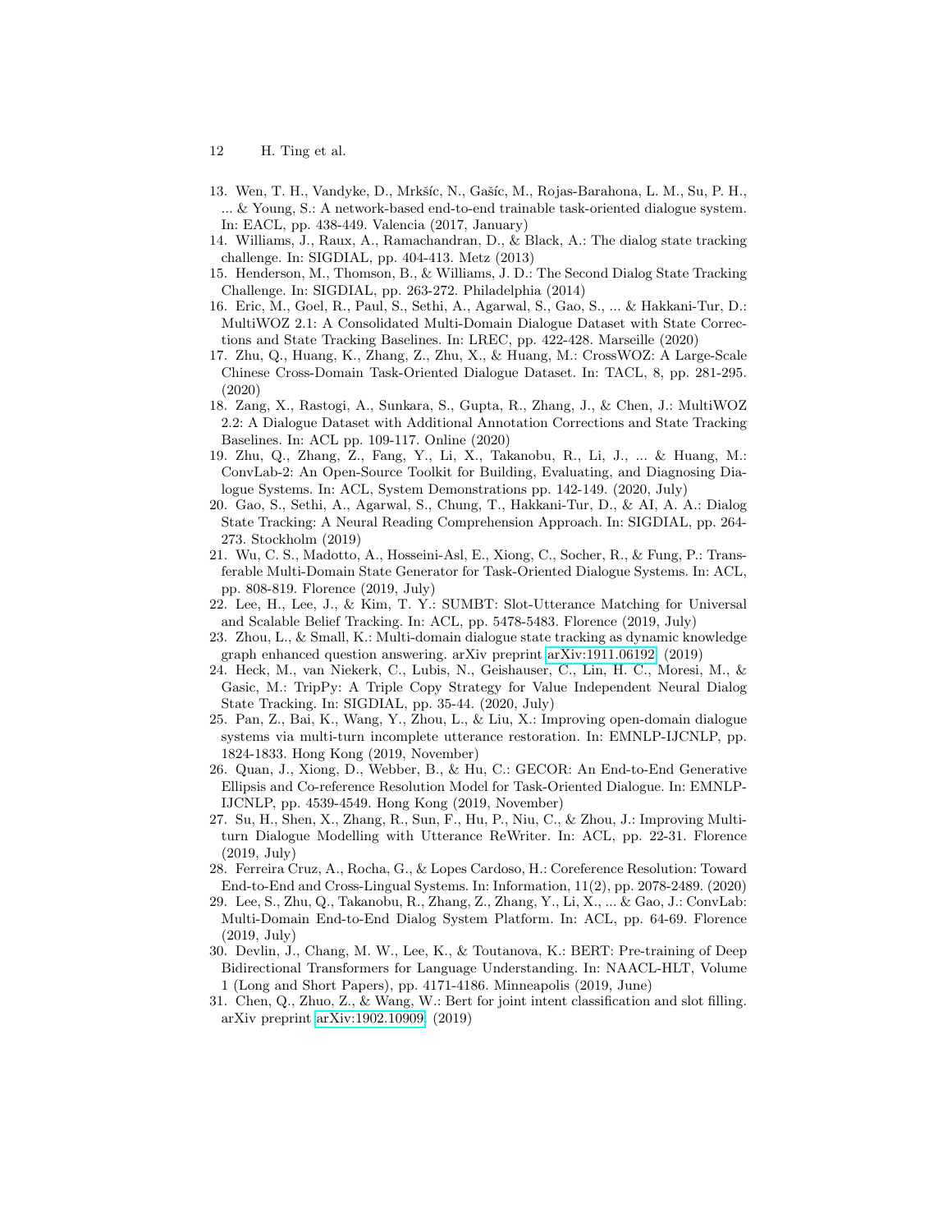13. Wen, T. H., Vandyke, D., Mrkšíc, N., Gašíc, M., Rojas-Barahona, L. M., Su, P. H., ... & Young, S.: A network-based end-to-end trainable task-oriented dialogue system. In: EACL, pp. 438-449. Valencia (2017, January)
14. Williams, J., Raux, A., Ramachandran, D., & Black, A.: The dialog state tracking challenge. In: SIGDIAL, pp. 404-413. Metz (2013)
15. Henderson, M., Thomson, B., & Williams, J. D.: The Second Dialog State Tracking Challenge. In: SIGDIAL, pp. 263-272. Philadelphia (2014)
16. Eric, M., Goel, R., Paul, S., Sethi, A., Agarwal, S., Gao, S., ... & Hakkani-Tur, D.: MultiWOZ 2.1: A Consolidated Multi-Domain Dialogue Dataset with State Corrections and State Tracking Baselines. In: LREC, pp. 422-428. Marseille (2020)
17. Zhu, Q., Huang, K., Zhang, Z., Zhu, X., & Huang, M.: CrossWOZ: A Large-Scale Chinese Cross-Domain Task-Oriented Dialogue Dataset. In: TACL, 8, pp. 281-295. (2020)
18. Zang, X., Rastogi, A., Sunkara, S., Gupta, R., Zhang, J., & Chen, J.: MultiWOZ 2.2: A Dialogue Dataset with Additional Annotation Corrections and State Tracking Baselines. In: ACL pp. 109-117. Online (2020)
19. Zhu, Q., Zhang, Z., Fang, Y., Li, X., Takanobu, R., Li, J., ... & Huang, M.: ConvLab-2: An Open-Source Toolkit for Building, Evaluating, and Diagnosing Dialogue Systems. In: ACL, System Demonstrations pp. 142-149. (2020, July)
20. Gao, S., Sethi, A., Agarwal, S., Chung, T., Hakkani-Tur, D., & AI, A. A.: Dialog State Tracking: A Neural Reading Comprehension Approach. In: SIGDIAL, pp. 264-273. Stockholm (2019)
21. Wu, C. S., Madotto, A., Hosseini-Asl, E., Xiong, C., Socher, R., & Fung, P.: Transferable Multi-Domain State Generator for Task-Oriented Dialogue Systems. In: ACL, pp. 808-819. Florence (2019, July)
22. Lee, H., Lee, J., & Kim, T. Y.: SUMBT: Slot-Utterance Matching for Universal and Scalable Belief Tracking. In: ACL, pp. 5478-5483. Florence (2019, July)
23. Zhou, L., & Small, K.: Multi-domain dialogue state tracking as dynamic knowledge graph enhanced question answering. arXiv preprint arXiv:1911.06192. (2019)
24. Heck, M., van Niekerk, C., Lubis, N., Geishauser, C., Lin, H. C., Moresi, M., & Gasic, M.: TripPy: A Triple Copy Strategy for Value Independent Neural Dialog State Tracking. In: SIGDIAL, pp. 35-44. (2020, July)
25. Pan, Z., Bai, K., Wang, Y., Zhou, L., & Liu, X.: Improving open-domain dialogue systems via multi-turn incomplete utterance restoration. In: EMNLP-IJCNLP, pp. 1824-1833. Hong Kong (2019, November)
26. Quan, J., Xiong, D., Webber, B., & Hu, C.: GECOR: An End-to-End Generative Ellipsis and Co-reference Resolution Model for Task-Oriented Dialogue. In: EMNLP-IJCNLP, pp. 4539-4549. Hong Kong (2019, November)
27. Su, H., Shen, X., Zhang, R., Sun, F., Hu, P., Niu, C., & Zhou, J.: Improving Multi-turn Dialogue Modelling with Utterance ReWriter. In: ACL, pp. 22-31. Florence (2019, July)
28. Ferreira Cruz, A., Rocha, G., & Lopes Cardoso, H.: Coreference Resolution: Toward End-to-End and Cross-Lingual Systems. In: Information, 11(2), pp. 2078-2489. (2020)
29. Lee, S., Zhu, Q., Takanobu, R., Zhang, Z., Zhang, Y., Li, X., ... & Gao, J.: ConvLab: Multi-Domain End-to-End Dialog System Platform. In: ACL, pp. 64-69. Florence (2019, July)
30. Devlin, J., Chang, M. W., Lee, K., & Toutanova, K.: BERT: Pre-training of Deep Bidirectional Transformers for Language Understanding. In: NAACL-HLT, Volume 1 (Long and Short Papers), pp. 4171-4186. Minneapolis (2019, June)
31. Chen, Q., Zhuo, Z., & Wang, W.: Bert for joint intent classification and slot filling. arXiv preprint arXiv:1902.10909. (2019)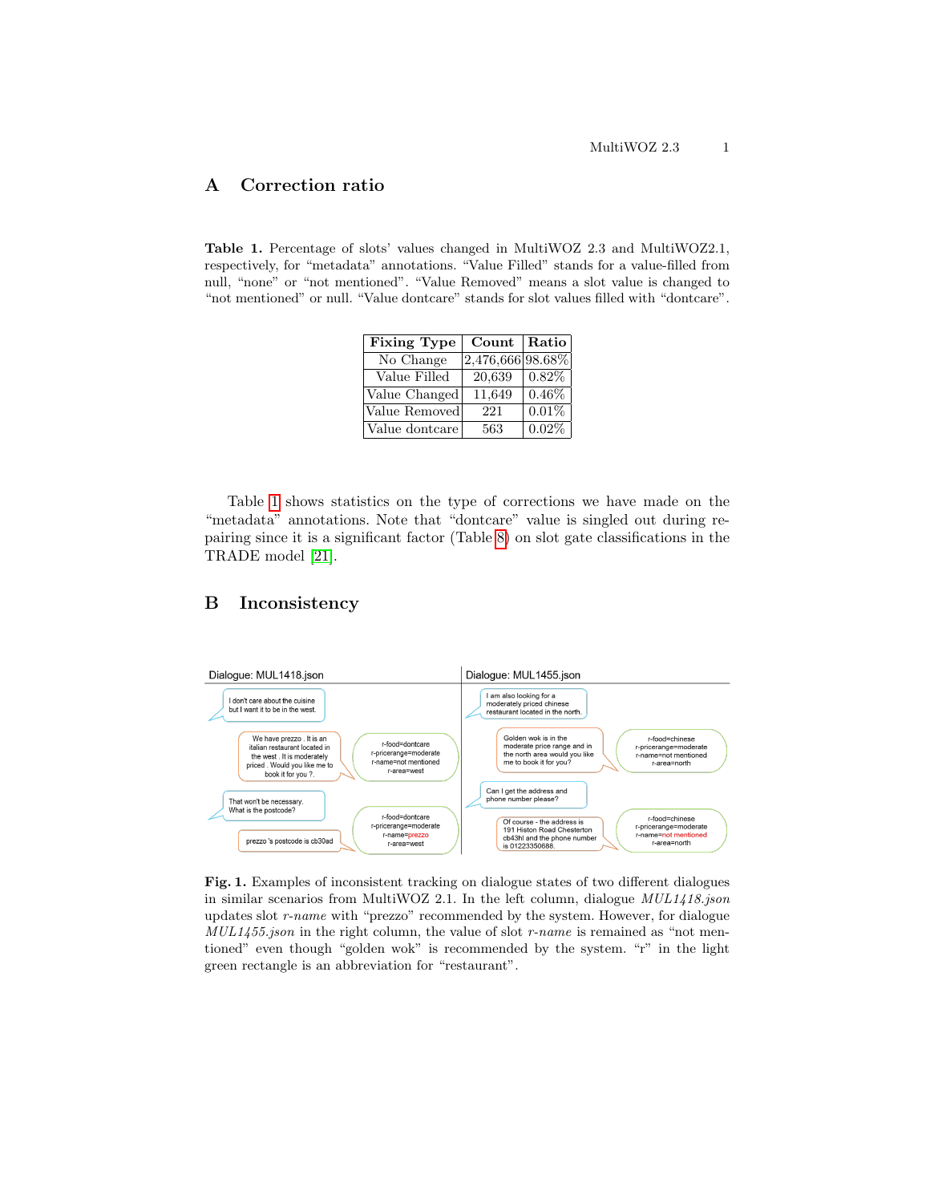# A Correction ratio

**Table 1.** Percentage of slots' values changed in MultiWOZ 2.3 and MultiWOZ2.1, respectively, for "metadata" annotations. "Value Filled" stands for a value-filled from null, "none" or "not mentioned". "Value Removed" means a slot value is changed to "not mentioned" or null. "Value dontcare" stands for slot values filled with "dontcare".

| Fixing Type | Count | Ratio |
|---|---|---|
| No Change | 2,476,666 | 98.68% |
| Value Filled | 20,639 | 0.82% |
| Value Changed | 11,649 | 0.46% |
| Value Removed | 221 | 0.01% |
| Value dontcare | 563 | 0.02% |

Table 1 shows statistics on the type of corrections we have made on the "metadata" annotations. Note that "dontcare" value is singled out during repairing since it is a significant factor (Table 8) on slot gate classifications in the TRADE model [21].

# B Inconsistency

**Fig. 1.** Examples of inconsistent tracking on dialogue states of two different dialogues in similar scenarios from MultiWOZ 2.1. In the left column, dialogue *MUL1418.json* updates slot *r-name* with "prezzo" recommended by the system. However, for dialogue *MUL1455.json* in the right column, the value of slot *r-name* is remained as "not mentioned" even though "golden wok" is recommended by the system. "r" in the light green rectangle is an abbreviation for "restaurant".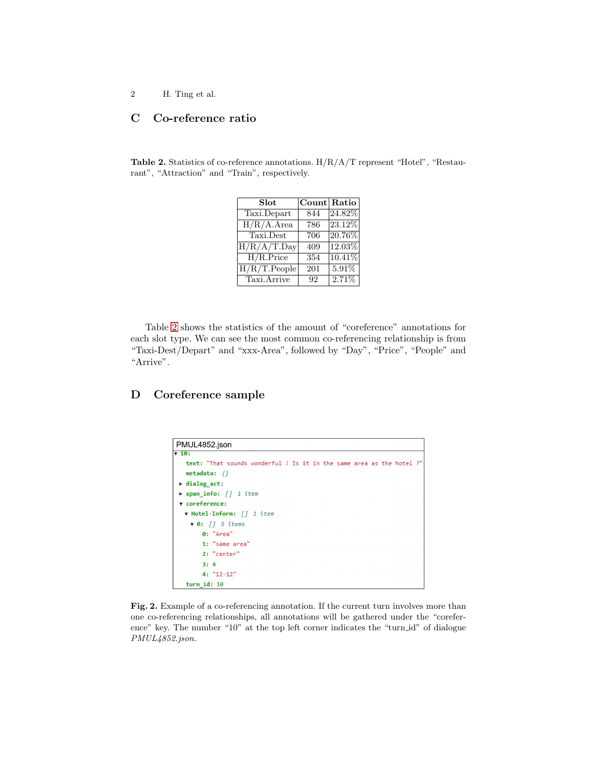## C Co-reference ratio

**Table 2.** Statistics of co-reference annotations. H/R/A/T represent "Hotel", "Restaurant", "Attraction" and "Train", respectively.

| Slot | Count | Ratio |
|---|---|---|
| Taxi.Depart | 844 | 24.82% |
| H/R/A.Area | 786 | 23.12% |
| Taxi.Dest | 706 | 20.76% |
| H/R/A/T.Day | 409 | 12.03% |
| H/R.Price | 354 | 10.41% |
| H/R/T.People | 201 | 5.91% |
| Taxi.Arrive | 92 | 2.71% |

Table 2 shows the statistics of the amount of "coreference" annotations for each slot type. We can see the most common co-referencing relationship is from "Taxi-Dest/Depart" and "xxx-Area", followed by "Day", "Price", "People" and "Arrive".

## D Coreference sample

```
PMUL4852.json
▼ 10:
    text: "That sounds wonderful ! Is it in the same area as the hotel ?"
    metadata: {}
  ▶ dialog_act:
  ▶ span_info: [] 1 item
  ▼ coreference:
    ▼ Hotel-Inform: [] 1 item
      ▼ 0: [] 5 items
          0: "Area"
          1: "same area"
          2: "center"
          3: 4
          4: "12-12"
    turn_id: 10
```

**Fig. 2.** Example of a co-referencing annotation. If the current turn involves more than one co-referencing relationships, all annotations will be gathered under the "coreference" key. The number "10" at the top left corner indicates the "turn_id" of dialogue *PMUL4852.json*.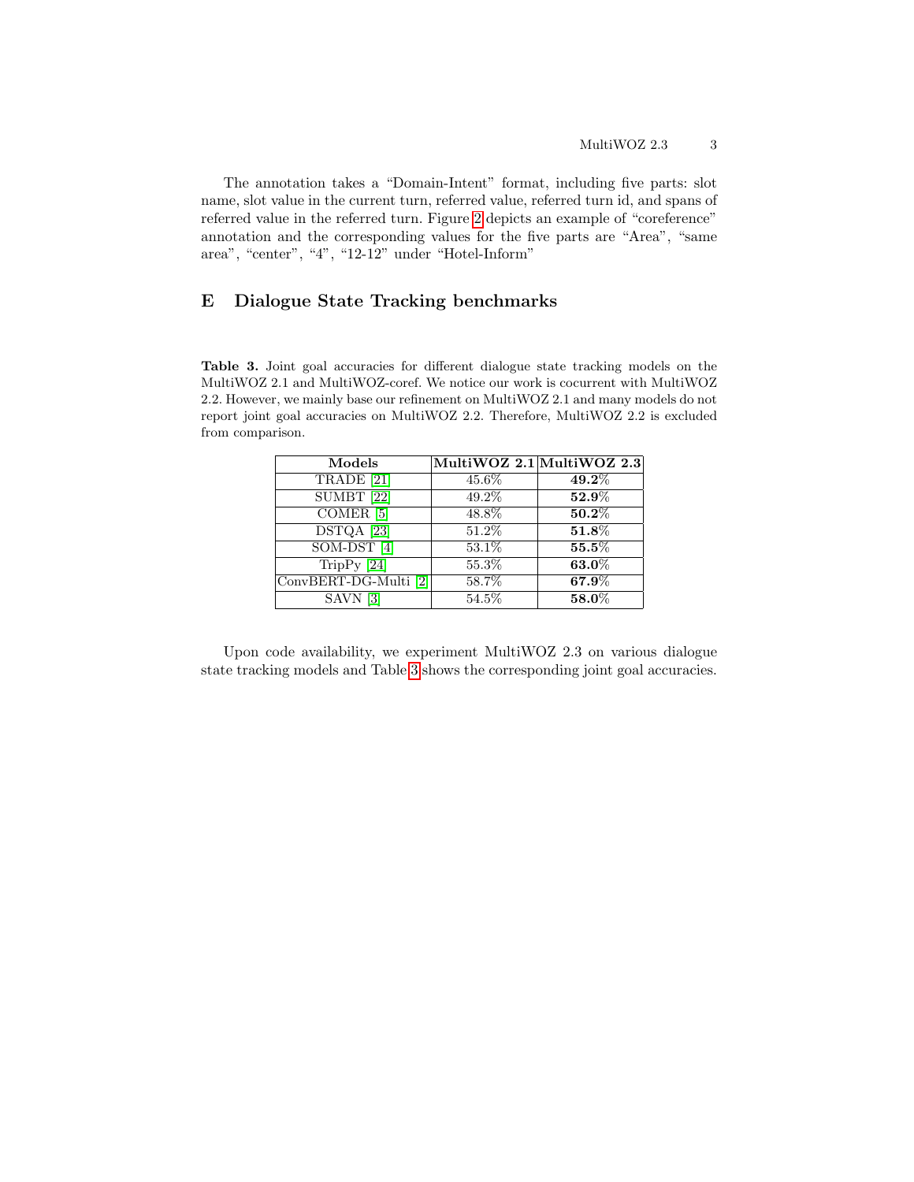The annotation takes a "Domain-Intent" format, including five parts: slot name, slot value in the current turn, referred value, referred turn id, and spans of referred value in the referred turn. Figure 2 depicts an example of "coreference" annotation and the corresponding values for the five parts are "Area", "same area", "center", "4", "12-12" under "Hotel-Inform"

## E Dialogue State Tracking benchmarks

**Table 3.** Joint goal accuracies for different dialogue state tracking models on the MultiWOZ 2.1 and MultiWOZ-coref. We notice our work is cocurrent with MultiWOZ 2.2. However, we mainly base our refinement on MultiWOZ 2.1 and many models do not report joint goal accuracies on MultiWOZ 2.2. Therefore, MultiWOZ 2.2 is excluded from comparison.

| Models | MultiWOZ 2.1 | MultiWOZ 2.3 |
| --- | --- | --- |
| TRADE [21] | 45.6% | **49.2%** |
| SUMBT [22] | 49.2% | **52.9%** |
| COMER [5] | 48.8% | **50.2%** |
| DSTQA [23] | 51.2% | **51.8%** |
| SOM-DST [4] | 53.1% | **55.5%** |
| TripPy [24] | 55.3% | **63.0%** |
| ConvBERT-DG-Multi [2] | 58.7% | **67.9%** |
| SAVN [3] | 54.5% | **58.0%** |

Upon code availability, we experiment MultiWOZ 2.3 on various dialogue state tracking models and Table 3 shows the corresponding joint goal accuracies.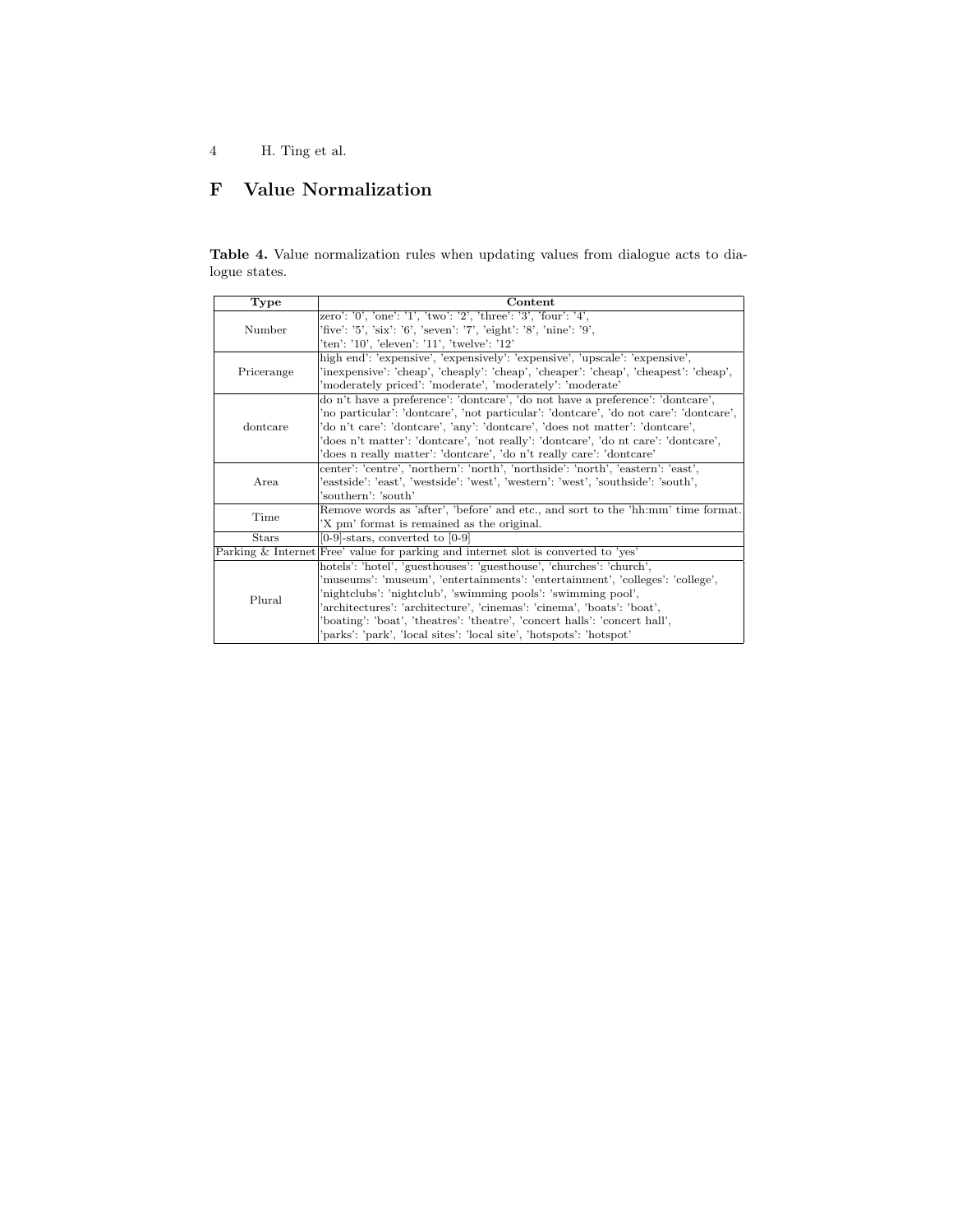## F Value Normalization

**Table 4.** Value normalization rules when updating values from dialogue acts to dialogue states.

| Type | Content |
|---|---|
| Number | zero': '0', 'one': '1', 'two': '2', 'three': '3', 'four': '4', 'five': '5', 'six': '6', 'seven': '7', 'eight': '8', 'nine': '9', 'ten': '10', 'eleven': '11', 'twelve': '12' |
| Pricerange | high end': 'expensive', 'expensively': 'expensive', 'upscale': 'expensive', 'inexpensive': 'cheap', 'cheaply': 'cheap', 'cheaper': 'cheap', 'cheapest': 'cheap', 'moderately priced': 'moderate', 'moderately': 'moderate' |
| dontcare | do n't have a preference': 'dontcare', 'do not have a preference': 'dontcare', 'no particular': 'dontcare', 'not particular': 'dontcare', 'do not care': 'dontcare', 'do n't care': 'dontcare', 'any': 'dontcare', 'does not matter': 'dontcare', 'does n't matter': 'dontcare', 'not really': 'dontcare', 'do nt care': 'dontcare', 'does n really matter': 'dontcare', 'do n't really care': 'dontcare' |
| Area | center': 'centre', 'northern': 'north', 'northside': 'north', 'eastern': 'east', 'eastside': 'east', 'westside': 'west', 'western': 'west', 'southside': 'south', 'southern': 'south' |
| Time | Remove words as 'after', 'before' and etc., and sort to the 'hh:mm' time format. 'X pm' format is remained as the original. |
| Stars | [0-9]-stars, converted to [0-9] |
| Parking & Internet | Free' value for parking and internet slot is converted to 'yes' |
| Plural | hotels': 'hotel', 'guesthouses': 'guesthouse', 'churches': 'church', 'museums': 'museum', 'entertainments': 'entertainment', 'colleges': 'college', 'nightclubs': 'nightclub', 'swimming pools': 'swimming pool', 'architectures': 'architecture', 'cinemas': 'cinema', 'boats': 'boat', 'boating': 'boat', 'theatres': 'theatre', 'concert halls': 'concert hall', 'parks': 'park', 'local sites': 'local site', 'hotspots': 'hotspot' |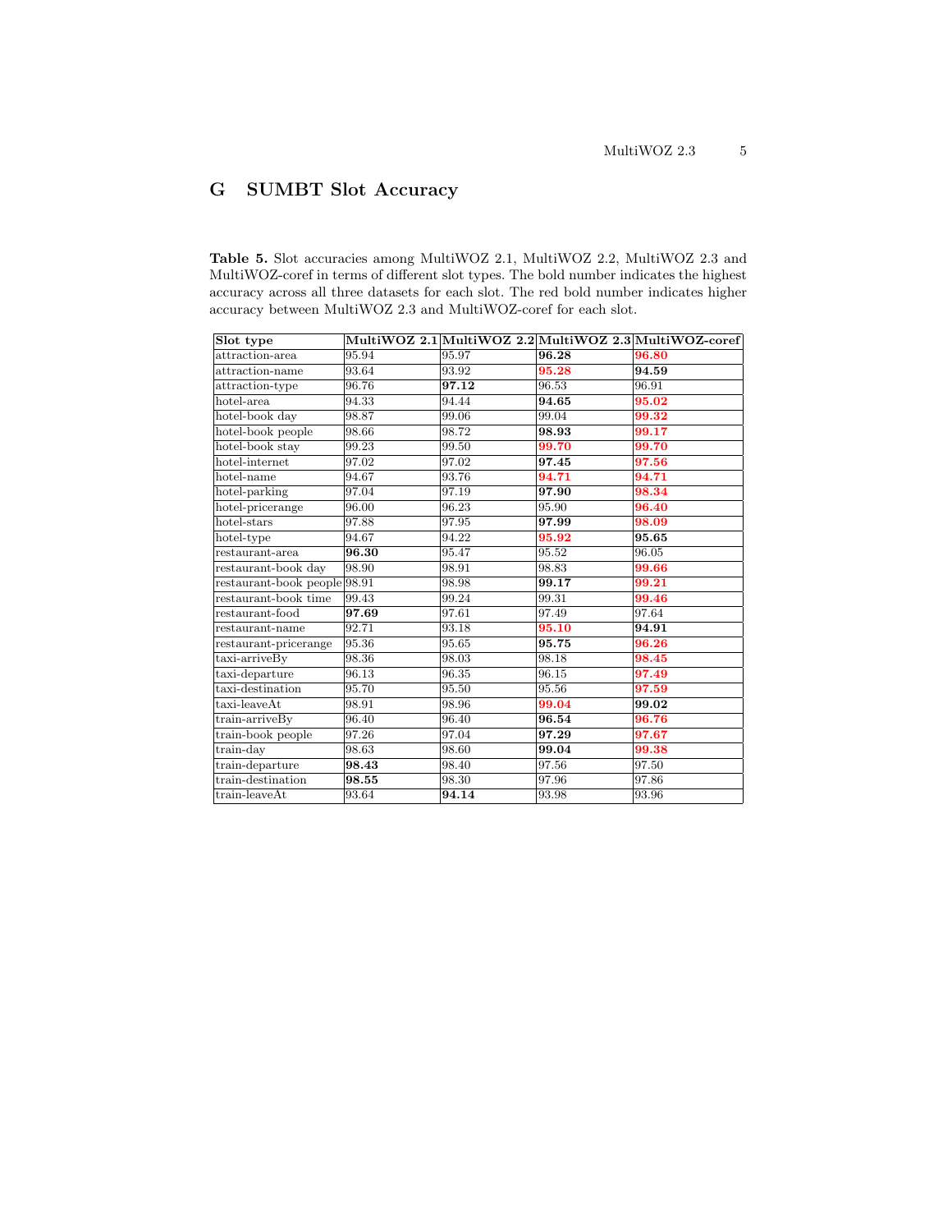## G SUMBT Slot Accuracy

**Table 5.** Slot accuracies among MultiWOZ 2.1, MultiWOZ 2.2, MultiWOZ 2.3 and MultiWOZ-coref in terms of different slot types. The bold number indicates the highest accuracy across all three datasets for each slot. The red bold number indicates higher accuracy between MultiWOZ 2.3 and MultiWOZ-coref for each slot.

| Slot type | MultiWOZ 2.1 | MultiWOZ 2.2 | MultiWOZ 2.3 | MultiWOZ-coref |
|---|---|---|---|---|
| attraction-area | 95.94 | 95.97 | **96.28** | **96.80** |
| attraction-name | 93.64 | 93.92 | **95.28** | **94.59** |
| attraction-type | 96.76 | **97.12** | 96.53 | 96.91 |
| hotel-area | 94.33 | 94.44 | **94.65** | **95.02** |
| hotel-book day | 98.87 | 99.06 | 99.04 | **99.32** |
| hotel-book people | 98.66 | 98.72 | **98.93** | **99.17** |
| hotel-book stay | 99.23 | 99.50 | **99.70** | **99.70** |
| hotel-internet | 97.02 | 97.02 | **97.45** | **97.56** |
| hotel-name | 94.67 | 93.76 | **94.71** | **94.71** |
| hotel-parking | 97.04 | 97.19 | **97.90** | **98.34** |
| hotel-pricerange | 96.00 | 96.23 | 95.90 | **96.40** |
| hotel-stars | 97.88 | 97.95 | **97.99** | **98.09** |
| hotel-type | 94.67 | 94.22 | **95.92** | **95.65** |
| restaurant-area | **96.30** | 95.47 | 95.52 | 96.05 |
| restaurant-book day | 98.90 | 98.91 | 98.83 | **99.66** |
| restaurant-book people | 98.91 | 98.98 | **99.17** | **99.21** |
| restaurant-book time | 99.43 | 99.24 | 99.31 | **99.46** |
| restaurant-food | **97.69** | 97.61 | 97.49 | 97.64 |
| restaurant-name | 92.71 | 93.18 | **95.10** | **94.91** |
| restaurant-pricerange | 95.36 | 95.65 | **95.75** | **96.26** |
| taxi-arriveBy | 98.36 | 98.03 | 98.18 | **98.45** |
| taxi-departure | 96.13 | 96.35 | 96.15 | **97.49** |
| taxi-destination | 95.70 | 95.50 | 95.56 | **97.59** |
| taxi-leaveAt | 98.91 | 98.96 | **99.04** | **99.02** |
| train-arriveBy | 96.40 | 96.40 | **96.54** | **96.76** |
| train-book people | 97.26 | 97.04 | **97.29** | **97.67** |
| train-day | 98.63 | 98.60 | **99.04** | **99.38** |
| train-departure | **98.43** | 98.40 | 97.56 | 97.50 |
| train-destination | **98.55** | 98.30 | 97.96 | 97.86 |
| train-leaveAt | 93.64 | **94.14** | 93.98 | 93.96 |